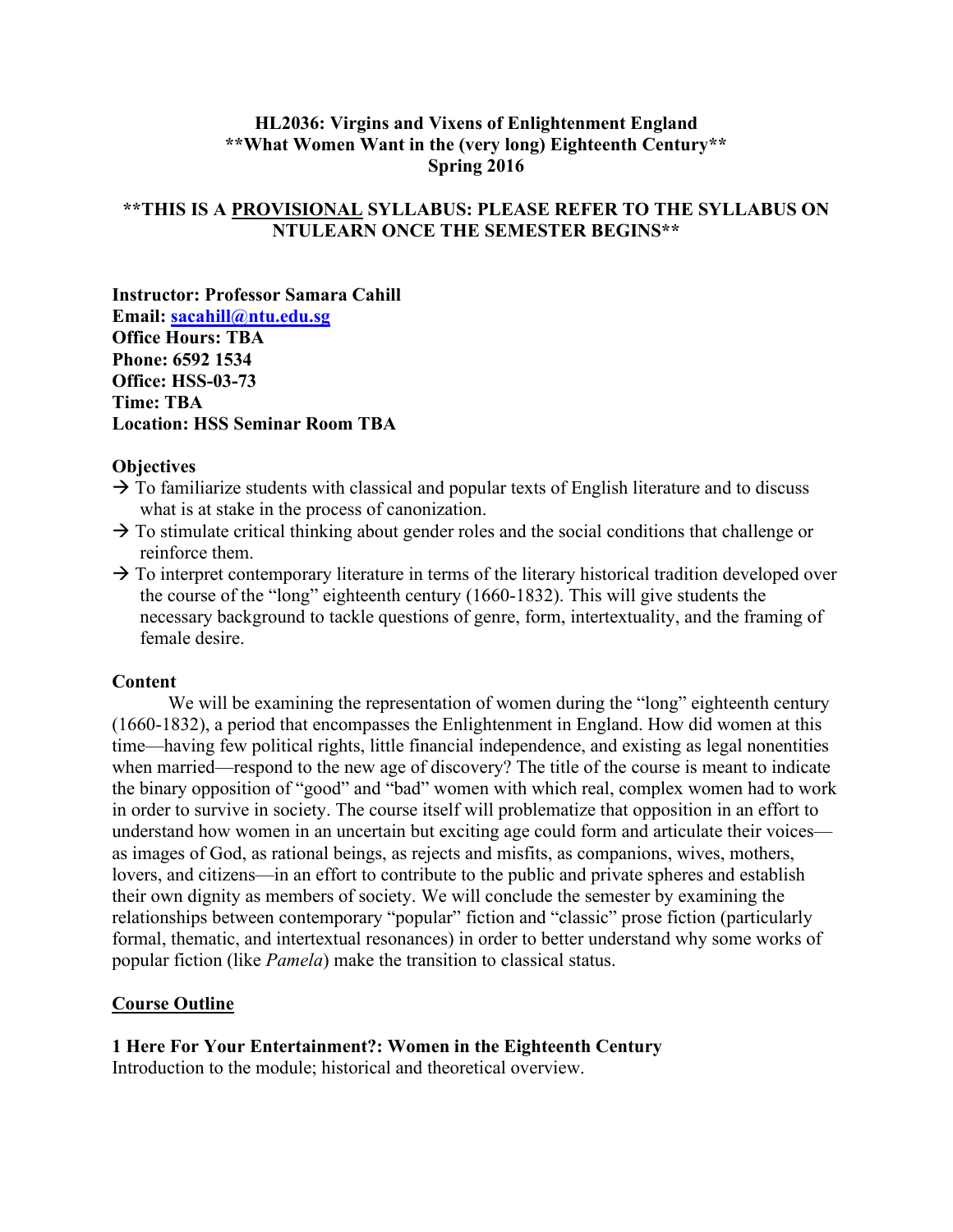# HL2036: Virgins and Vixens of Enlightenment England
## **What Women Want in the (very long) Eighteenth Century**
## Spring 2016

**THIS IS A <u>PROVISIONAL</u> SYLLABUS: PLEASE REFER TO THE SYLLABUS ON NTULEARN ONCE THE SEMESTER BEGINS**

**Instructor: Professor Samara Cahill**
**Email: [sacahill@ntu.edu.sg](mailto:sacahill@ntu.edu.sg)**
**Office Hours: TBA**
**Phone: 6592 1534**
**Office: HSS-03-73**
**Time: TBA**
**Location: HSS Seminar Room TBA**

**Objectives**

→ To familiarize students with classical and popular texts of English literature and to discuss what is at stake in the process of canonization.

→ To stimulate critical thinking about gender roles and the social conditions that challenge or reinforce them.

→ To interpret contemporary literature in terms of the literary historical tradition developed over the course of the "long" eighteenth century (1660-1832). This will give students the necessary background to tackle questions of genre, form, intertextuality, and the framing of female desire.

**Content**

We will be examining the representation of women during the "long" eighteenth century (1660-1832), a period that encompasses the Enlightenment in England. How did women at this time—having few political rights, little financial independence, and existing as legal nonentities when married—respond to the new age of discovery? The title of the course is meant to indicate the binary opposition of "good" and "bad" women with which real, complex women had to work in order to survive in society. The course itself will problematize that opposition in an effort to understand how women in an uncertain but exciting age could form and articulate their voices—as images of God, as rational beings, as rejects and misfits, as companions, wives, mothers, lovers, and citizens—in an effort to contribute to the public and private spheres and establish their own dignity as members of society. We will conclude the semester by examining the relationships between contemporary "popular" fiction and "classic" prose fiction (particularly formal, thematic, and intertextual resonances) in order to better understand why some works of popular fiction (like *Pamela*) make the transition to classical status.

**<u>Course Outline</u>**

**1 Here For Your Entertainment?: Women in the Eighteenth Century**
Introduction to the module; historical and theoretical overview.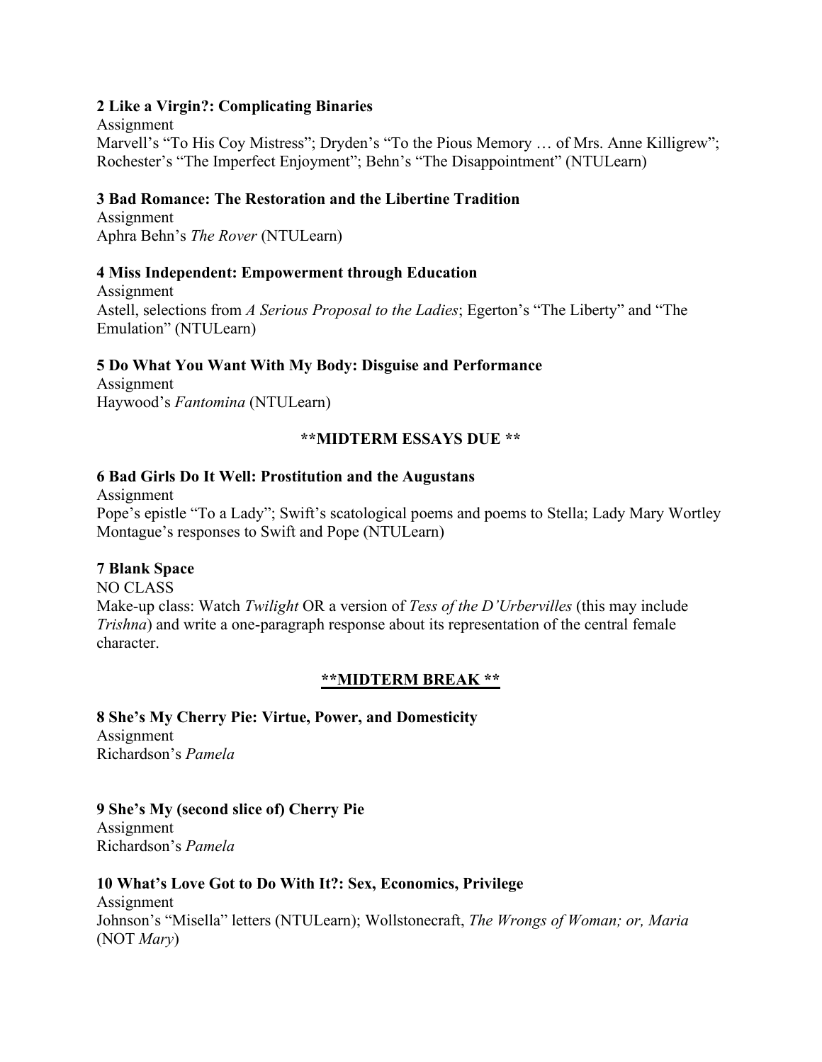**2 Like a Virgin?: Complicating Binaries**
Assignment
Marvell's "To His Coy Mistress"; Dryden's "To the Pious Memory … of Mrs. Anne Killigrew"; Rochester's "The Imperfect Enjoyment"; Behn's "The Disappointment" (NTULearn)

**3 Bad Romance: The Restoration and the Libertine Tradition**
Assignment
Aphra Behn's *The Rover* (NTULearn)

**4 Miss Independent: Empowerment through Education**
Assignment
Astell, selections from *A Serious Proposal to the Ladies*; Egerton's "The Liberty" and "The Emulation" (NTULearn)

**5 Do What You Want With My Body: Disguise and Performance**
Assignment
Haywood's *Fantomina* (NTULearn)

**\*\*MIDTERM ESSAYS DUE \*\***

**6 Bad Girls Do It Well: Prostitution and the Augustans**
Assignment
Pope's epistle "To a Lady"; Swift's scatological poems and poems to Stella; Lady Mary Wortley Montague's responses to Swift and Pope (NTULearn)

**7 Blank Space**
NO CLASS
Make-up class: Watch *Twilight* OR a version of *Tess of the D'Urbervilles* (this may include *Trishna*) and write a one-paragraph response about its representation of the central female character.

**\*\*MIDTERM BREAK \*\***

**8 She's My Cherry Pie: Virtue, Power, and Domesticity**
Assignment
Richardson's *Pamela*

**9 She's My (second slice of) Cherry Pie**
Assignment
Richardson's *Pamela*

**10 What's Love Got to Do With It?: Sex, Economics, Privilege**
Assignment
Johnson's "Misella" letters (NTULearn); Wollstonecraft, *The Wrongs of Woman; or, Maria* (NOT *Mary*)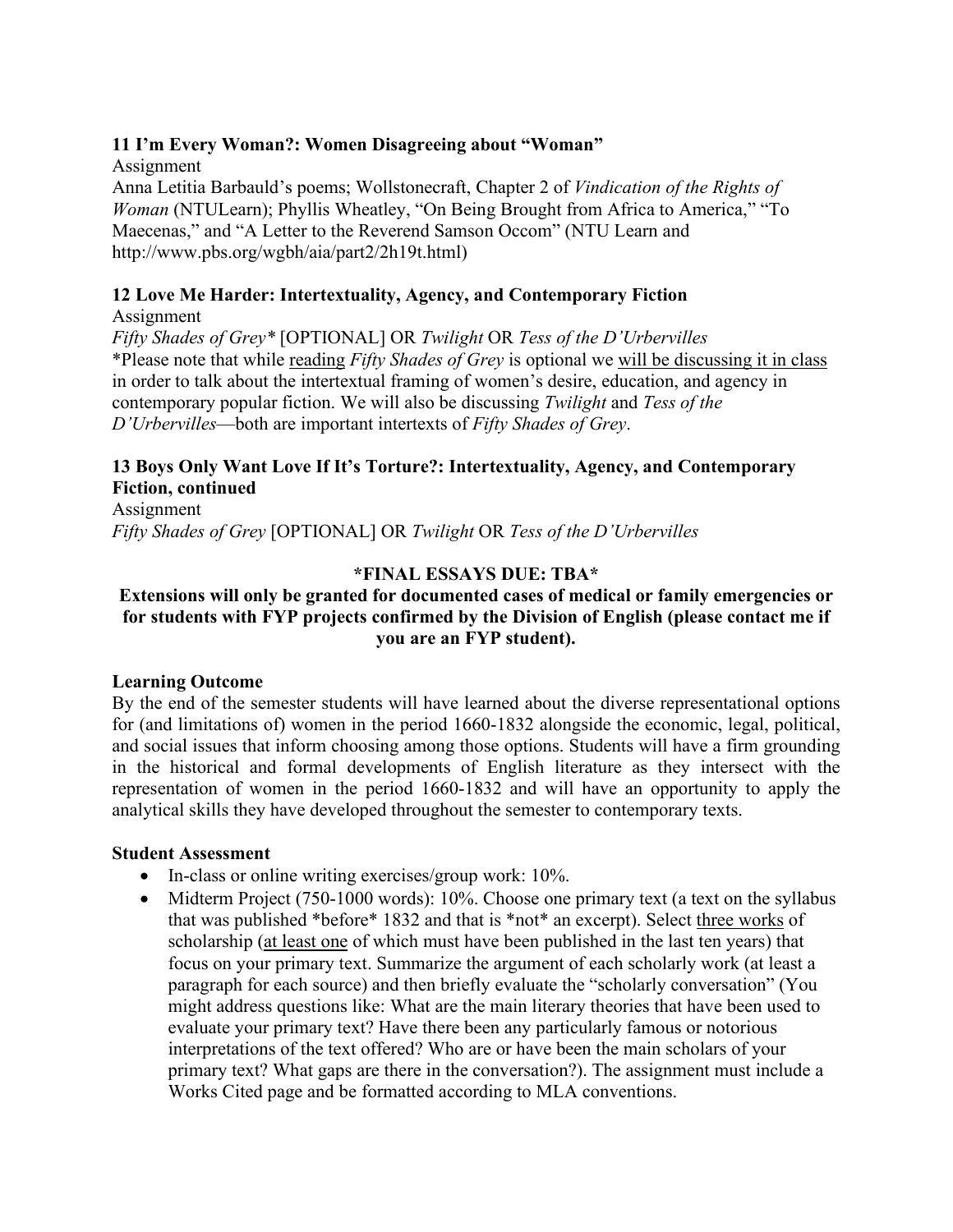**11 I'm Every Woman?: Women Disagreeing about "Woman"**

Assignment

Anna Letitia Barbauld's poems; Wollstonecraft, Chapter 2 of *Vindication of the Rights of Woman* (NTULearn); Phyllis Wheatley, "On Being Brought from Africa to America," "To Maecenas," and "A Letter to the Reverend Samson Occom" (NTU Learn and http://www.pbs.org/wgbh/aia/part2/2h19t.html)

**12 Love Me Harder: Intertextuality, Agency, and Contemporary Fiction**

Assignment

*Fifty Shades of Grey** [OPTIONAL] OR *Twilight* OR *Tess of the D'Urbervilles*

*Please note that while <u>reading</u> *Fifty Shades of Grey* is optional we <u>will be discussing it in class</u> in order to talk about the intertextual framing of women's desire, education, and agency in contemporary popular fiction. We will also be discussing *Twilight* and *Tess of the D'Urbervilles*—both are important intertexts of *Fifty Shades of Grey*.

**13 Boys Only Want Love If It's Torture?: Intertextuality, Agency, and Contemporary Fiction, continued**

Assignment

*Fifty Shades of Grey* [OPTIONAL] OR *Twilight* OR *Tess of the D'Urbervilles*

**\*FINAL ESSAYS DUE: TBA\***

**Extensions will only be granted for documented cases of medical or family emergencies or for students with FYP projects confirmed by the Division of English (please contact me if you are an FYP student).**

**Learning Outcome**

By the end of the semester students will have learned about the diverse representational options for (and limitations of) women in the period 1660-1832 alongside the economic, legal, political, and social issues that inform choosing among those options. Students will have a firm grounding in the historical and formal developments of English literature as they intersect with the representation of women in the period 1660-1832 and will have an opportunity to apply the analytical skills they have developed throughout the semester to contemporary texts.

**Student Assessment**

- In-class or online writing exercises/group work: 10%.
- Midterm Project (750-1000 words): 10%. Choose one primary text (a text on the syllabus that was published \*before\* 1832 and that is \*not\* an excerpt). Select <u>three works</u> of scholarship (<u>at least one</u> of which must have been published in the last ten years) that focus on your primary text. Summarize the argument of each scholarly work (at least a paragraph for each source) and then briefly evaluate the "scholarly conversation" (You might address questions like: What are the main literary theories that have been used to evaluate your primary text? Have there been any particularly famous or notorious interpretations of the text offered? Who are or have been the main scholars of your primary text? What gaps are there in the conversation?). The assignment must include a Works Cited page and be formatted according to MLA conventions.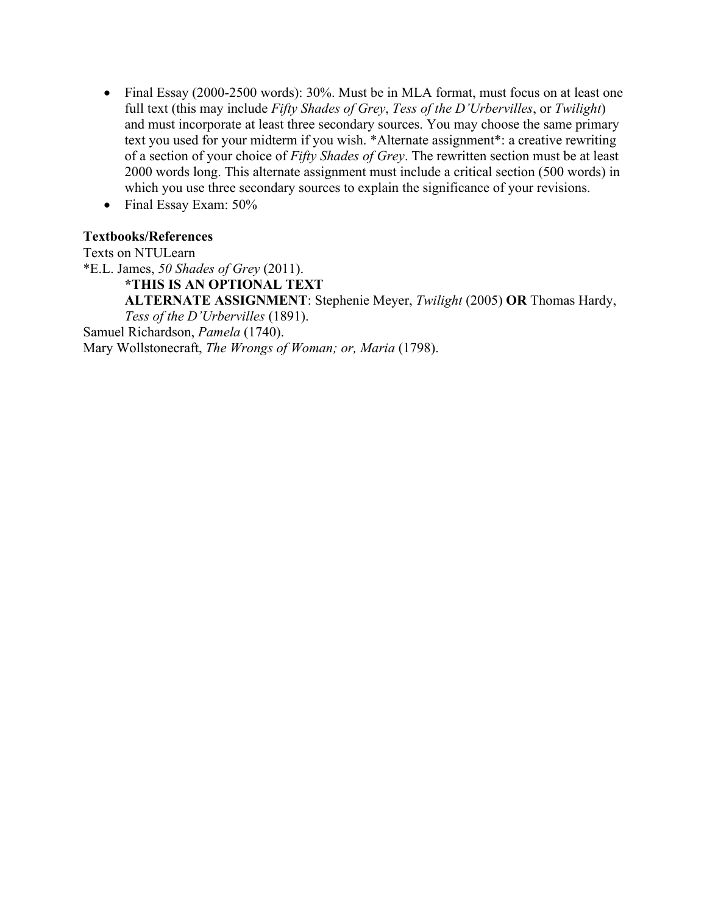- Final Essay (2000-2500 words): 30%. Must be in MLA format, must focus on at least one full text (this may include *Fifty Shades of Grey*, *Tess of the D'Urbervilles*, or *Twilight*) and must incorporate at least three secondary sources. You may choose the same primary text you used for your midterm if you wish. *Alternate assignment*: a creative rewriting of a section of your choice of *Fifty Shades of Grey*. The rewritten section must be at least 2000 words long. This alternate assignment must include a critical section (500 words) in which you use three secondary sources to explain the significance of your revisions.
- Final Essay Exam: 50%

**Textbooks/References**

Texts on NTULearn

*E.L. James, *50 Shades of Grey* (2011).

> ***THIS IS AN OPTIONAL TEXT**
>
> **ALTERNATE ASSIGNMENT**: Stephenie Meyer, *Twilight* (2005) **OR** Thomas Hardy, *Tess of the D'Urbervilles* (1891).

Samuel Richardson, *Pamela* (1740).

Mary Wollstonecraft, *The Wrongs of Woman; or, Maria* (1798).